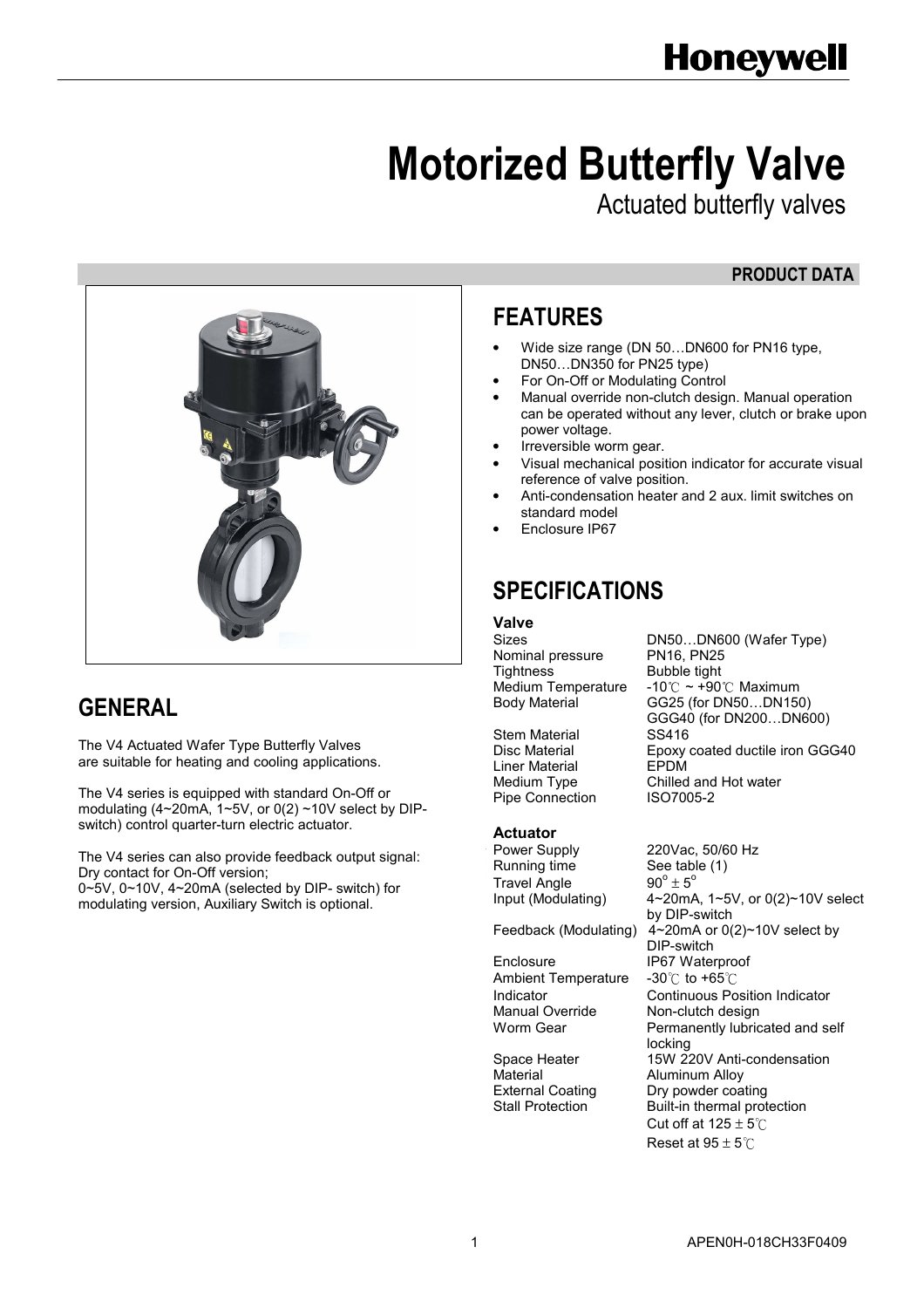# Motorized Butterfly Valve

Actuated butterfly valves

**PRODUCT DATA**

## GENERAL

The V4 Actuated Wafer Type Butterfly Valves are suitable for heating and cooling applications.

The V4 series is equipped with standard On-Off or modulating (4~20mA, 1~5V, or 0(2) ~10V select by DIP-switch) control quarter-turn electric actuator.

The V4 series can also provide feedback output signal: Dry contact for On-Off version;
0~5V, 0~10V, 4~20mA (selected by DIP- switch) for modulating version, Auxiliary Switch is optional.

## FEATURES

- Wide size range (DN 50…DN600 for PN16 type, DN50…DN350 for PN25 type)
- For On-Off or Modulating Control
- Manual override non-clutch design. Manual operation can be operated without any lever, clutch or brake upon power voltage.
- Irreversible worm gear.
- Visual mechanical position indicator for accurate visual reference of valve position.
- Anti-condensation heater and 2 aux. limit switches on standard model
- Enclosure IP67

## SPECIFICATIONS

### Valve

| | |
|---|---|
| Sizes | DN50…DN600 (Wafer Type) |
| Nominal pressure | PN16, PN25 |
| Tightness | Bubble tight |
| Medium Temperature | -10℃ ~ +90℃ Maximum |
| Body Material | GG25 (for DN50…DN150)<br>GGG40 (for DN200…DN600) |
| Stem Material | SS416 |
| Disc Material | Epoxy coated ductile iron GGG40 |
| Liner Material | EPDM |
| Medium Type | Chilled and Hot water |
| Pipe Connection | ISO7005-2 |

### Actuator

| | |
|---|---|
| Power Supply | 220Vac, 50/60 Hz |
| Running time | See table (1) |
| Travel Angle | $90^{o} \pm 5^{o}$ |
| Input (Modulating) | 4~20mA, 1~5V, or 0(2)~10V select by DIP-switch |
| Feedback (Modulating) | 4~20mA or 0(2)~10V select by DIP-switch |
| Enclosure | IP67 Waterproof |
| Ambient Temperature | -30℃ to +65℃ |
| Indicator | Continuous Position Indicator |
| Manual Override | Non-clutch design |
| Worm Gear | Permanently lubricated and self locking |
| Space Heater | 15W 220V Anti-condensation |
| Material | Aluminum Alloy |
| External Coating | Dry powder coating |
| Stall Protection | Built-in thermal protection<br>Cut off at 125 ± 5℃<br>Reset at 95 ± 5℃ |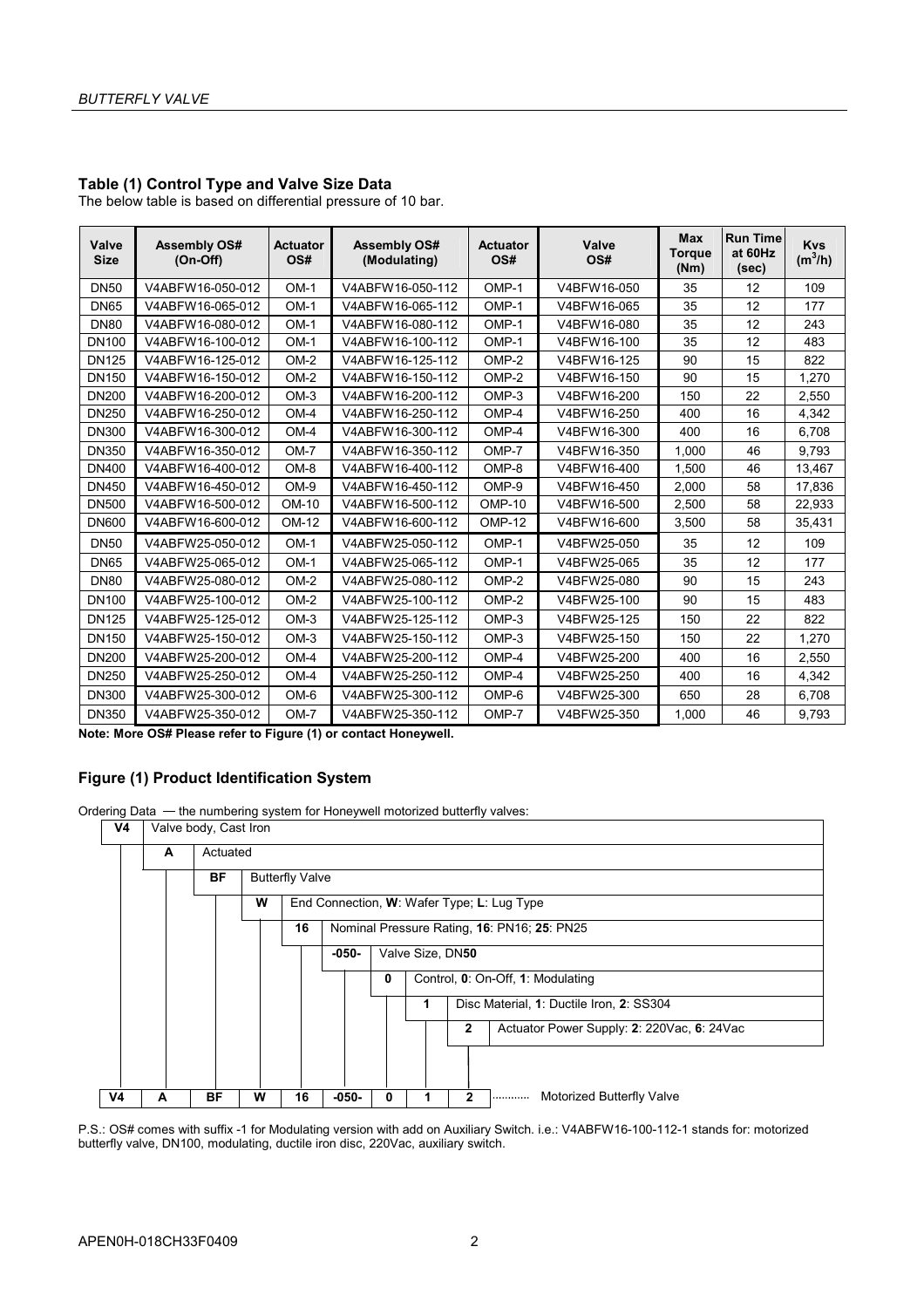## Table (1) Control Type and Valve Size Data

The below table is based on differential pressure of 10 bar.

| Valve Size | Assembly OS# (On-Off) | Actuator OS# | Assembly OS# (Modulating) | Actuator OS# | Valve OS# | Max Torque (Nm) | Run Time at 60Hz (sec) | Kvs ($m^3$/h) |
|---|---|---|---|---|---|---|---|---|
| DN50 | V4ABFW16-050-012 | OM-1 | V4ABFW16-050-112 | OMP-1 | V4BFW16-050 | 35 | 12 | 109 |
| DN65 | V4ABFW16-065-012 | OM-1 | V4ABFW16-065-112 | OMP-1 | V4BFW16-065 | 35 | 12 | 177 |
| DN80 | V4ABFW16-080-012 | OM-1 | V4ABFW16-080-112 | OMP-1 | V4BFW16-080 | 35 | 12 | 243 |
| DN100 | V4ABFW16-100-012 | OM-1 | V4ABFW16-100-112 | OMP-1 | V4BFW16-100 | 35 | 12 | 483 |
| DN125 | V4ABFW16-125-012 | OM-2 | V4ABFW16-125-112 | OMP-2 | V4BFW16-125 | 90 | 15 | 822 |
| DN150 | V4ABFW16-150-012 | OM-2 | V4ABFW16-150-112 | OMP-2 | V4BFW16-150 | 90 | 15 | 1,270 |
| DN200 | V4ABFW16-200-012 | OM-3 | V4ABFW16-200-112 | OMP-3 | V4BFW16-200 | 150 | 22 | 2,550 |
| DN250 | V4ABFW16-250-012 | OM-4 | V4ABFW16-250-112 | OMP-4 | V4BFW16-250 | 400 | 16 | 4,342 |
| DN300 | V4ABFW16-300-012 | OM-4 | V4ABFW16-300-112 | OMP-4 | V4BFW16-300 | 400 | 16 | 6,708 |
| DN350 | V4ABFW16-350-012 | OM-7 | V4ABFW16-350-112 | OMP-7 | V4BFW16-350 | 1,000 | 46 | 9,793 |
| DN400 | V4ABFW16-400-012 | OM-8 | V4ABFW16-400-112 | OMP-8 | V4BFW16-400 | 1,500 | 46 | 13,467 |
| DN450 | V4ABFW16-450-012 | OM-9 | V4ABFW16-450-112 | OMP-9 | V4BFW16-450 | 2,000 | 58 | 17,836 |
| DN500 | V4ABFW16-500-012 | OM-10 | V4ABFW16-500-112 | OMP-10 | V4BFW16-500 | 2,500 | 58 | 22,933 |
| DN600 | V4ABFW16-600-012 | OM-12 | V4ABFW16-600-112 | OMP-12 | V4BFW16-600 | 3,500 | 58 | 35,431 |
| DN50 | V4ABFW25-050-012 | OM-1 | V4ABFW25-050-112 | OMP-1 | V4BFW25-050 | 35 | 12 | 109 |
| DN65 | V4ABFW25-065-012 | OM-1 | V4ABFW25-065-112 | OMP-1 | V4BFW25-065 | 35 | 12 | 177 |
| DN80 | V4ABFW25-080-012 | OM-2 | V4ABFW25-080-112 | OMP-2 | V4BFW25-080 | 90 | 15 | 243 |
| DN100 | V4ABFW25-100-012 | OM-2 | V4ABFW25-100-112 | OMP-2 | V4BFW25-100 | 90 | 15 | 483 |
| DN125 | V4ABFW25-125-012 | OM-3 | V4ABFW25-125-112 | OMP-3 | V4BFW25-125 | 150 | 22 | 822 |
| DN150 | V4ABFW25-150-012 | OM-3 | V4ABFW25-150-112 | OMP-3 | V4BFW25-150 | 150 | 22 | 1,270 |
| DN200 | V4ABFW25-200-012 | OM-4 | V4ABFW25-200-112 | OMP-4 | V4BFW25-200 | 400 | 16 | 2,550 |
| DN250 | V4ABFW25-250-012 | OM-4 | V4ABFW25-250-112 | OMP-4 | V4BFW25-250 | 400 | 16 | 4,342 |
| DN300 | V4ABFW25-300-012 | OM-6 | V4ABFW25-300-112 | OMP-6 | V4BFW25-300 | 650 | 28 | 6,708 |
| DN350 | V4ABFW25-350-012 | OM-7 | V4ABFW25-350-112 | OMP-7 | V4BFW25-350 | 1,000 | 46 | 9,793 |

**Note: More OS# Please refer to Figure (1) or contact Honeywell.**

## Figure (1) Product Identification System

Ordering Data — the numbering system for Honeywell motorized butterfly valves:

| Code | Description |
|---|---|
| V4 | Valve body, Cast Iron |
| A | Actuated |
| BF | Butterfly Valve |
| W | End Connection, **W**: Wafer Type; **L**: Lug Type |
| 16 | Nominal Pressure Rating, **16**: PN16; **25**: PN25 |
| -050- | Valve Size, DN**50** |
| 0 | Control, **0**: On-Off, **1**: Modulating |
| 1 | Disc Material, **1**: Ductile Iron, **2**: SS304 |
| 2 | Actuator Power Supply: **2**: 220Vac, **6**: 24Vac |

**V4 A BF W 16 -050- 0 1 2** ............ Motorized Butterfly Valve

P.S.: OS# comes with suffix -1 for Modulating version with add on Auxiliary Switch. i.e.: V4ABFW16-100-112-1 stands for: motorized butterfly valve, DN100, modulating, ductile iron disc, 220Vac, auxiliary switch.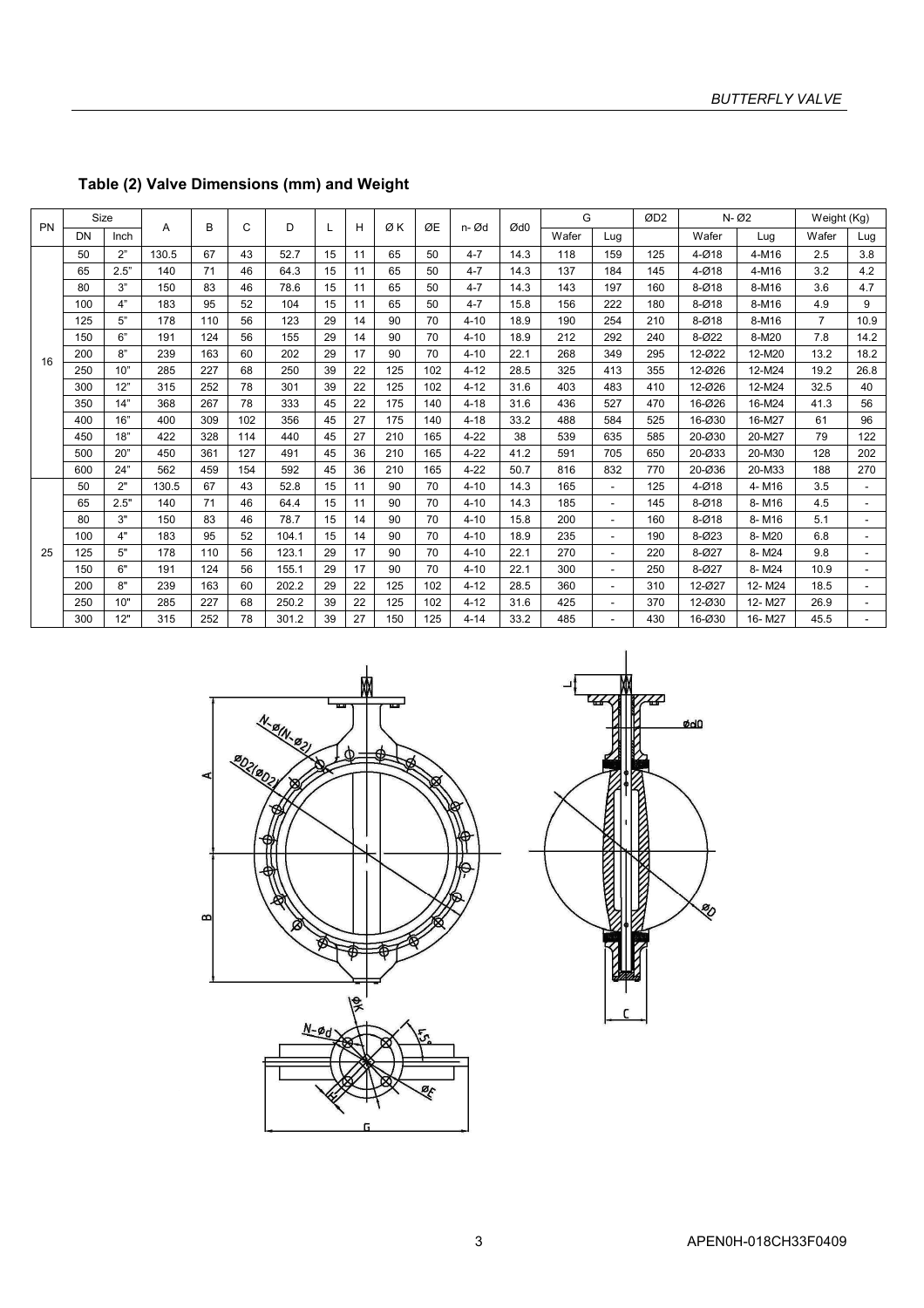## Table (2) Valve Dimensions (mm) and Weight

| PN | Size | | A | B | C | D | L | H | Ø K | ØE | n- Ød | Ød0 | G | | ØD2 | N- Ø2 | | Weight (Kg) | |
|---|---|---|---|---|---|---|---|---|---|---|---|---|---|---|---|---|---|---|---|
| | DN | Inch | | | | | | | | | | | Wafer | Lug | | Wafer | Lug | Wafer | Lug |
| 16 | 50 | 2" | 130.5 | 67 | 43 | 52.7 | 15 | 11 | 65 | 50 | 4-7 | 14.3 | 118 | 159 | 125 | 4-Ø18 | 4-M16 | 2.5 | 3.8 |
| | 65 | 2.5" | 140 | 71 | 46 | 64.3 | 15 | 11 | 65 | 50 | 4-7 | 14.3 | 137 | 184 | 145 | 4-Ø18 | 4-M16 | 3.2 | 4.2 |
| | 80 | 3" | 150 | 83 | 46 | 78.6 | 15 | 11 | 65 | 50 | 4-7 | 14.3 | 143 | 197 | 160 | 8-Ø18 | 8-M16 | 3.6 | 4.7 |
| | 100 | 4" | 183 | 95 | 52 | 104 | 15 | 11 | 65 | 50 | 4-7 | 15.8 | 156 | 222 | 180 | 8-Ø18 | 8-M16 | 4.9 | 9 |
| | 125 | 5" | 178 | 110 | 56 | 123 | 29 | 14 | 90 | 70 | 4-10 | 18.9 | 190 | 254 | 210 | 8-Ø18 | 8-M16 | 7 | 10.9 |
| | 150 | 6" | 191 | 124 | 56 | 155 | 29 | 14 | 90 | 70 | 4-10 | 18.9 | 212 | 292 | 240 | 8-Ø22 | 8-M20 | 7.8 | 14.2 |
| | 200 | 8" | 239 | 163 | 60 | 202 | 29 | 17 | 90 | 70 | 4-10 | 22.1 | 268 | 349 | 295 | 12-Ø22 | 12-M20 | 13.2 | 18.2 |
| | 250 | 10" | 285 | 227 | 68 | 250 | 39 | 22 | 125 | 102 | 4-12 | 28.5 | 325 | 413 | 355 | 12-Ø26 | 12-M24 | 19.2 | 26.8 |
| | 300 | 12" | 315 | 252 | 78 | 301 | 39 | 22 | 125 | 102 | 4-12 | 31.6 | 403 | 483 | 410 | 12-Ø26 | 12-M24 | 32.5 | 40 |
| | 350 | 14" | 368 | 267 | 78 | 333 | 45 | 22 | 175 | 140 | 4-18 | 31.6 | 436 | 527 | 470 | 16-Ø26 | 16-M24 | 41.3 | 56 |
| | 400 | 16" | 400 | 309 | 102 | 356 | 45 | 27 | 175 | 140 | 4-18 | 33.2 | 488 | 584 | 525 | 16-Ø30 | 16-M27 | 61 | 96 |
| | 450 | 18" | 422 | 328 | 114 | 440 | 45 | 27 | 210 | 165 | 4-22 | 38 | 539 | 635 | 585 | 20-Ø30 | 20-M27 | 79 | 122 |
| | 500 | 20" | 450 | 361 | 127 | 491 | 45 | 36 | 210 | 165 | 4-22 | 41.2 | 591 | 705 | 650 | 20-Ø33 | 20-M30 | 128 | 202 |
| | 600 | 24" | 562 | 459 | 154 | 592 | 45 | 36 | 210 | 165 | 4-22 | 50.7 | 816 | 832 | 770 | 20-Ø36 | 20-M33 | 188 | 270 |
| 25 | 50 | 2" | 130.5 | 67 | 43 | 52.8 | 15 | 11 | 90 | 70 | 4-10 | 14.3 | 165 | - | 125 | 4-Ø18 | 4- M16 | 3.5 | - |
| | 65 | 2.5" | 140 | 71 | 46 | 64.4 | 15 | 11 | 90 | 70 | 4-10 | 14.3 | 185 | - | 145 | 8-Ø18 | 8- M16 | 4.5 | - |
| | 80 | 3" | 150 | 83 | 46 | 78.7 | 15 | 14 | 90 | 70 | 4-10 | 15.8 | 200 | - | 160 | 8-Ø18 | 8- M16 | 5.1 | - |
| | 100 | 4" | 183 | 95 | 52 | 104.1 | 15 | 14 | 90 | 70 | 4-10 | 18.9 | 235 | - | 190 | 8-Ø23 | 8- M20 | 6.8 | - |
| | 125 | 5" | 178 | 110 | 56 | 123.1 | 29 | 17 | 90 | 70 | 4-10 | 22.1 | 270 | - | 220 | 8-Ø27 | 8- M24 | 9.8 | - |
| | 150 | 6" | 191 | 124 | 56 | 155.1 | 29 | 17 | 90 | 70 | 4-10 | 22.1 | 300 | - | 250 | 8-Ø27 | 8- M24 | 10.9 | - |
| | 200 | 8" | 239 | 163 | 60 | 202.2 | 29 | 22 | 125 | 102 | 4-12 | 28.5 | 360 | - | 310 | 12-Ø27 | 12- M24 | 18.5 | - |
| | 250 | 10" | 285 | 227 | 68 | 250.2 | 39 | 22 | 125 | 102 | 4-12 | 31.6 | 425 | - | 370 | 12-Ø30 | 12- M27 | 26.9 | - |
| | 300 | 12" | 315 | 252 | 78 | 301.2 | 39 | 27 | 150 | 125 | 4-14 | 33.2 | 485 | - | 430 | 16-Ø30 | 16- M27 | 45.5 | - |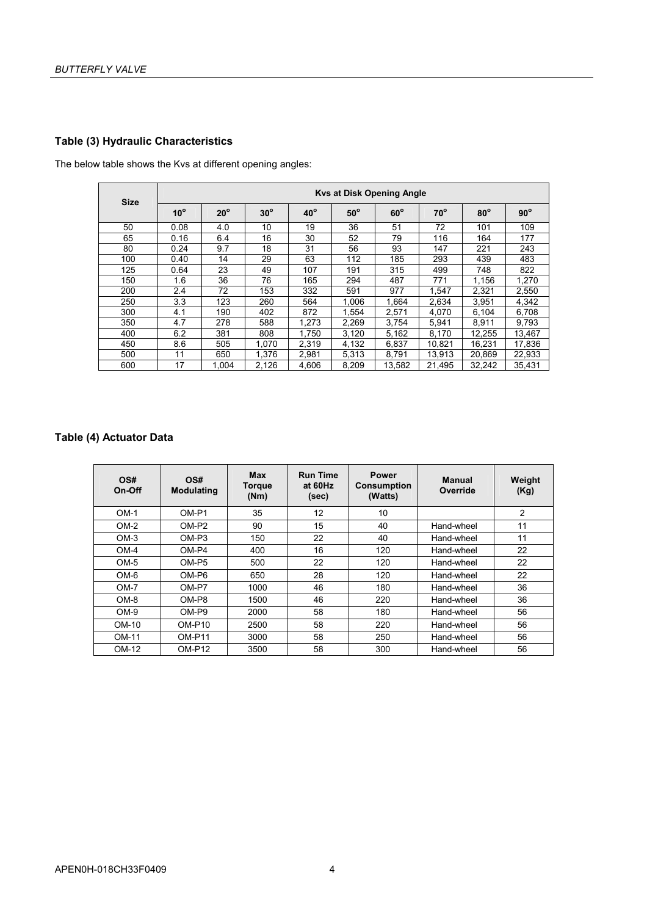## Table (3) Hydraulic Characteristics

The below table shows the Kvs at different opening angles:

| Size | Kvs at Disk Opening Angle | | | | | | | | |
|---|---|---|---|---|---|---|---|---|---|
| | 10° | 20° | 30° | 40° | 50° | 60° | 70° | 80° | 90° |
| 50 | 0.08 | 4.0 | 10 | 19 | 36 | 51 | 72 | 101 | 109 |
| 65 | 0.16 | 6.4 | 16 | 30 | 52 | 79 | 116 | 164 | 177 |
| 80 | 0.24 | 9.7 | 18 | 31 | 56 | 93 | 147 | 221 | 243 |
| 100 | 0.40 | 14 | 29 | 63 | 112 | 185 | 293 | 439 | 483 |
| 125 | 0.64 | 23 | 49 | 107 | 191 | 315 | 499 | 748 | 822 |
| 150 | 1.6 | 36 | 76 | 165 | 294 | 487 | 771 | 1,156 | 1,270 |
| 200 | 2.4 | 72 | 153 | 332 | 591 | 977 | 1,547 | 2,321 | 2,550 |
| 250 | 3.3 | 123 | 260 | 564 | 1,006 | 1,664 | 2,634 | 3,951 | 4,342 |
| 300 | 4.1 | 190 | 402 | 872 | 1,554 | 2,571 | 4,070 | 6,104 | 6,708 |
| 350 | 4.7 | 278 | 588 | 1,273 | 2,269 | 3,754 | 5,941 | 8,911 | 9,793 |
| 400 | 6.2 | 381 | 808 | 1,750 | 3,120 | 5,162 | 8,170 | 12,255 | 13,467 |
| 450 | 8.6 | 505 | 1,070 | 2,319 | 4,132 | 6,837 | 10,821 | 16,231 | 17,836 |
| 500 | 11 | 650 | 1,376 | 2,981 | 5,313 | 8,791 | 13,913 | 20,869 | 22,933 |
| 600 | 17 | 1,004 | 2,126 | 4,606 | 8,209 | 13,582 | 21,495 | 32,242 | 35,431 |

## Table (4) Actuator Data

| OS# On-Off | OS# Modulating | Max Torque (Nm) | Run Time at 60Hz (sec) | Power Consumption (Watts) | Manual Override | Weight (Kg) |
|---|---|---|---|---|---|---|
| OM-1 | OM-P1 | 35 | 12 | 10 | | 2 |
| OM-2 | OM-P2 | 90 | 15 | 40 | Hand-wheel | 11 |
| OM-3 | OM-P3 | 150 | 22 | 40 | Hand-wheel | 11 |
| OM-4 | OM-P4 | 400 | 16 | 120 | Hand-wheel | 22 |
| OM-5 | OM-P5 | 500 | 22 | 120 | Hand-wheel | 22 |
| OM-6 | OM-P6 | 650 | 28 | 120 | Hand-wheel | 22 |
| OM-7 | OM-P7 | 1000 | 46 | 180 | Hand-wheel | 36 |
| OM-8 | OM-P8 | 1500 | 46 | 220 | Hand-wheel | 36 |
| OM-9 | OM-P9 | 2000 | 58 | 180 | Hand-wheel | 56 |
| OM-10 | OM-P10 | 2500 | 58 | 220 | Hand-wheel | 56 |
| OM-11 | OM-P11 | 3000 | 58 | 250 | Hand-wheel | 56 |
| OM-12 | OM-P12 | 3500 | 58 | 300 | Hand-wheel | 56 |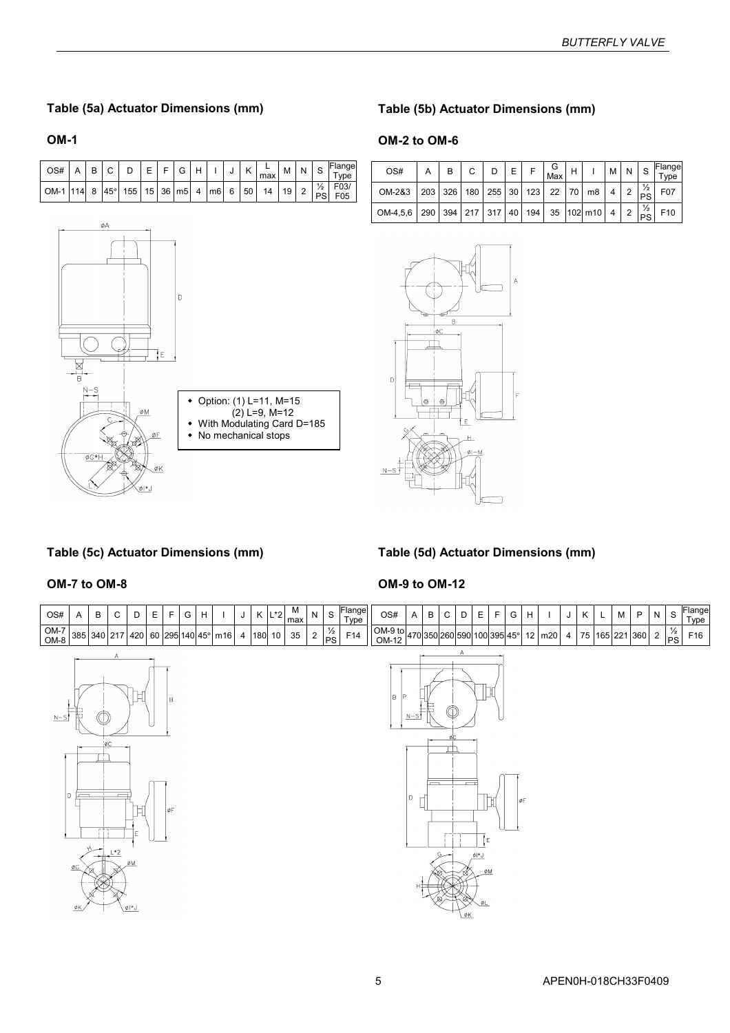## Table (5a) Actuator Dimensions (mm)

### OM-1

| OS# | A | B | C | D | E | F | G | H | I | J | K | L max | M | N | S | Flange Type |
|---|---|---|---|---|---|---|---|---|---|---|---|---|---|---|---|---|
| OM-1 | 114 | 8 | 45° | 155 | 15 | 36 | m5 | 4 | m6 | 6 | 50 | 14 | 19 | 2 | ½ PS | F03/ F05 |

- Option: (1) L=11, M=15
  (2) L=9, M=12
- With Modulating Card D=185
- No mechanical stops

## Table (5b) Actuator Dimensions (mm)

### OM-2 to OM-6

| OS# | A | B | C | D | E | F | G Max | H | I | M | N | S | Flange Type |
|---|---|---|---|---|---|---|---|---|---|---|---|---|---|
| OM-2&3 | 203 | 326 | 180 | 255 | 30 | 123 | 22 | 70 | m8 | 4 | 2 | ½ PS | F07 |
| OM-4,5,6 | 290 | 394 | 217 | 317 | 40 | 194 | 35 | 102 | m10 | 4 | 2 | ½ PS | F10 |

## Table (5c) Actuator Dimensions (mm)

### OM-7 to OM-8

| OS# | A | B | C | D | E | F | G | H | I | J | K | L*2 | M max | N | S | Flange Type |
|---|---|---|---|---|---|---|---|---|---|---|---|---|---|---|---|---|
| OM-7 OM-8 | 385 | 340 | 217 | 420 | 60 | 295 | 140 | 45° | m16 | 4 | 180 | 10 | 35 | 2 | ½ PS | F14 |

## Table (5d) Actuator Dimensions (mm)

### OM-9 to OM-12

| OS# | A | B | C | D | E | F | G | H | I | J | K | L | M | P | N | S | Flange Type |
|---|---|---|---|---|---|---|---|---|---|---|---|---|---|---|---|---|---|
| OM-9 to OM-12 | 470 | 350 | 260 | 590 | 100 | 395 | 45° | 12 | m20 | 4 | 75 | 165 | 221 | 360 | 2 | ½ PS | F16 |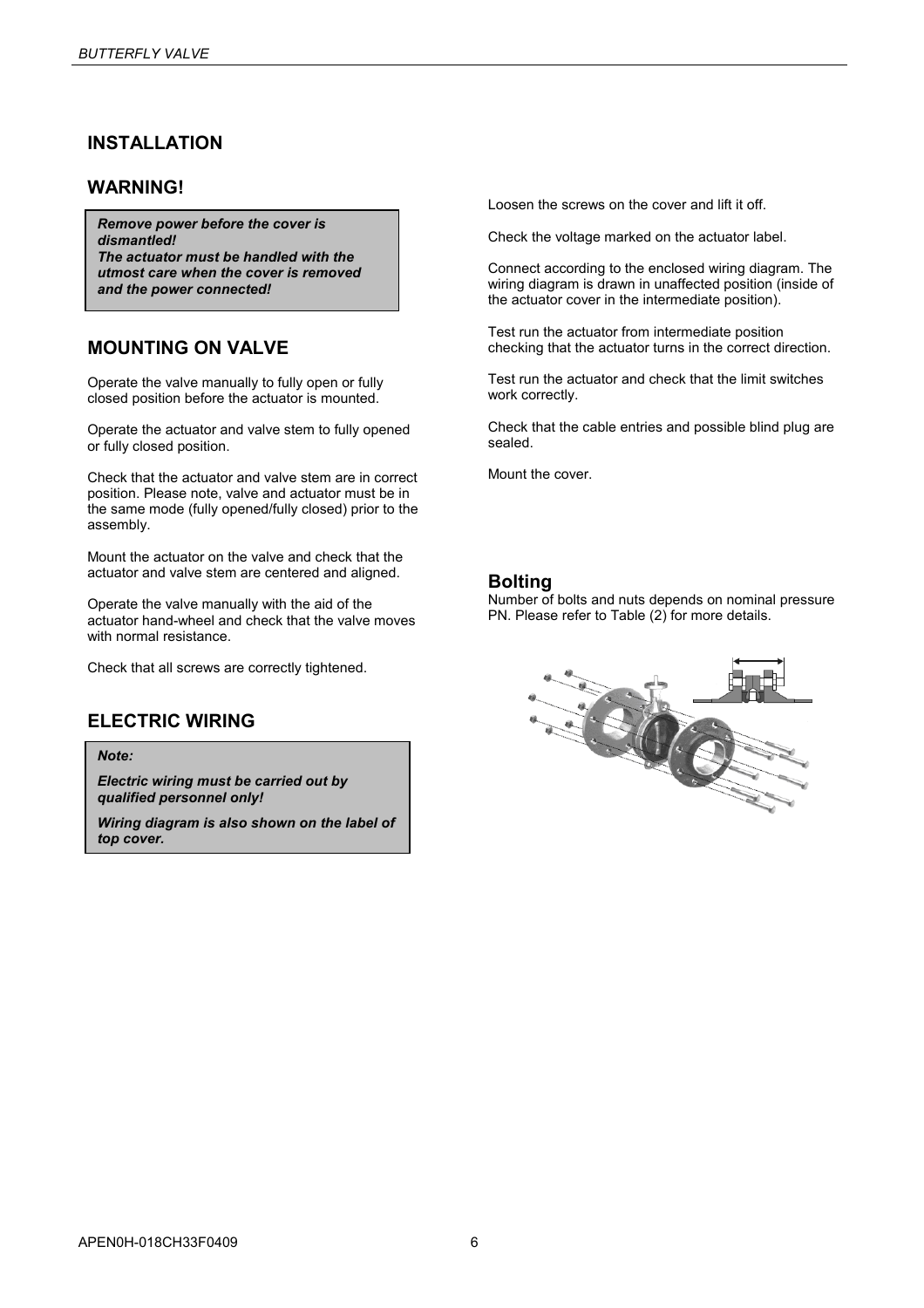## INSTALLATION

## WARNING!

***Remove power before the cover is dismantled!***
***The actuator must be handled with the utmost care when the cover is removed and the power connected!***

## MOUNTING ON VALVE

Operate the valve manually to fully open or fully closed position before the actuator is mounted.

Operate the actuator and valve stem to fully opened or fully closed position.

Check that the actuator and valve stem are in correct position. Please note, valve and actuator must be in the same mode (fully opened/fully closed) prior to the assembly.

Mount the actuator on the valve and check that the actuator and valve stem are centered and aligned.

Operate the valve manually with the aid of the actuator hand-wheel and check that the valve moves with normal resistance.

Check that all screws are correctly tightened.

## ELECTRIC WIRING

***Note:***

***Electric wiring must be carried out by qualified personnel only!***

***Wiring diagram is also shown on the label of top cover.***

Loosen the screws on the cover and lift it off.

Check the voltage marked on the actuator label.

Connect according to the enclosed wiring diagram. The wiring diagram is drawn in unaffected position (inside of the actuator cover in the intermediate position).

Test run the actuator from intermediate position checking that the actuator turns in the correct direction.

Test run the actuator and check that the limit switches work correctly.

Check that the cable entries and possible blind plug are sealed.

Mount the cover.

### Bolting

Number of bolts and nuts depends on nominal pressure PN. Please refer to Table (2) for more details.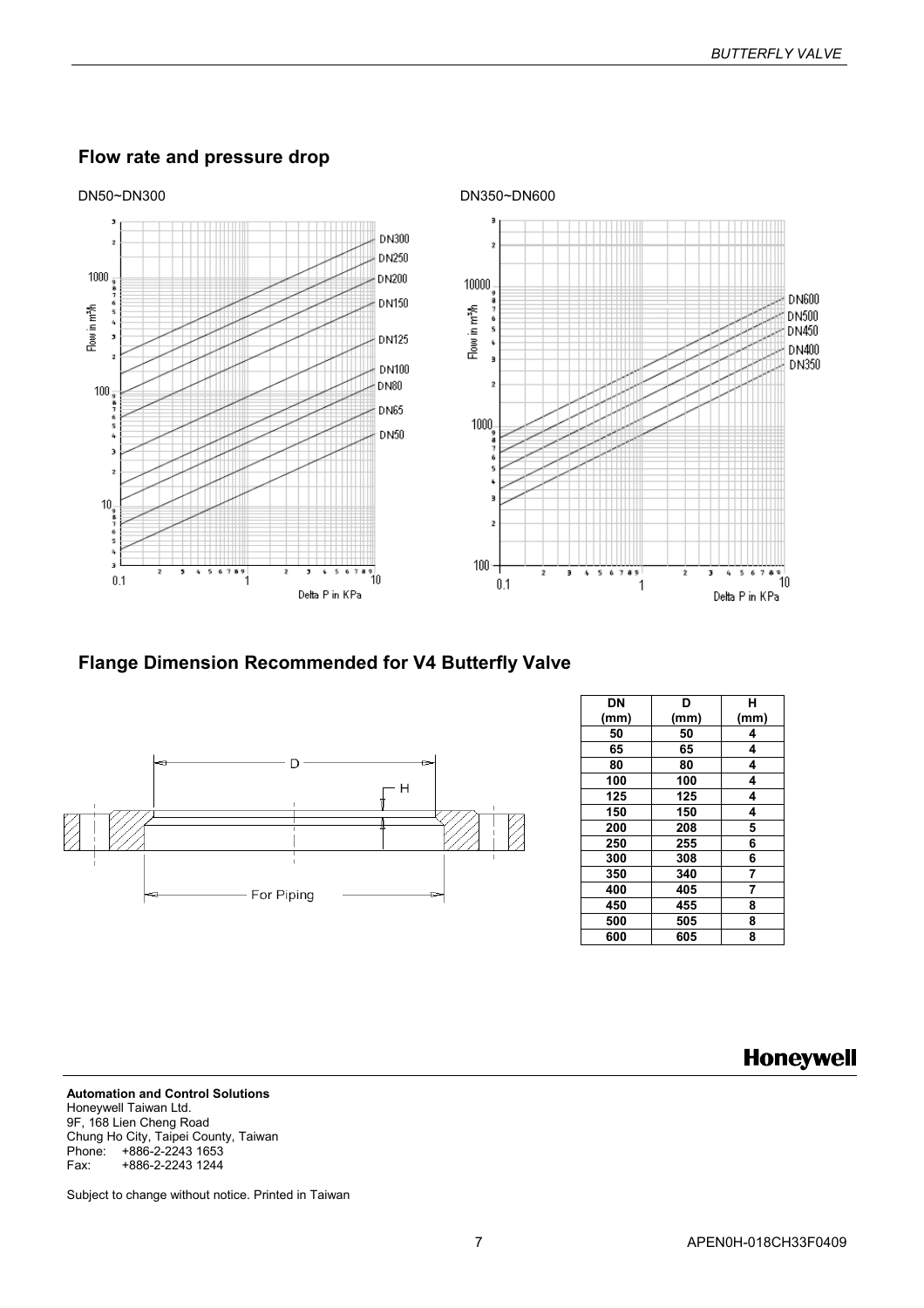## Flow rate and pressure drop

DN50~DN300

Flow in m³/h

1000

100

10

0.1

1

10

Delta P in KPa

DN300
DN250
DN200
DN150
DN125
DN100
DN80
DN65
DN50

DN350~DN600

Flow in m³/h

10000

1000

100

0.1

1

10

Delta P in KPa

DN600
DN500
DN450
DN400
DN350

## Flange Dimension Recommended for V4 Butterfly Valve

D

H

For Piping

| DN (mm) | D (mm) | H (mm) |
|---|---|---|
| 50 | 50 | 4 |
| 65 | 65 | 4 |
| 80 | 80 | 4 |
| 100 | 100 | 4 |
| 125 | 125 | 4 |
| 150 | 150 | 4 |
| 200 | 208 | 5 |
| 250 | 255 | 6 |
| 300 | 308 | 6 |
| 350 | 340 | 7 |
| 400 | 405 | 7 |
| 450 | 455 | 8 |
| 500 | 505 | 8 |
| 600 | 605 | 8 |

**Honeywell**

**Automation and Control Solutions**
Honeywell Taiwan Ltd.
9F, 168 Lien Cheng Road
Chung Ho City, Taipei County, Taiwan
Phone: +886-2-2243 1653
Fax: +886-2-2243 1244

Subject to change without notice. Printed in Taiwan

APEN0H-018CH33F0409